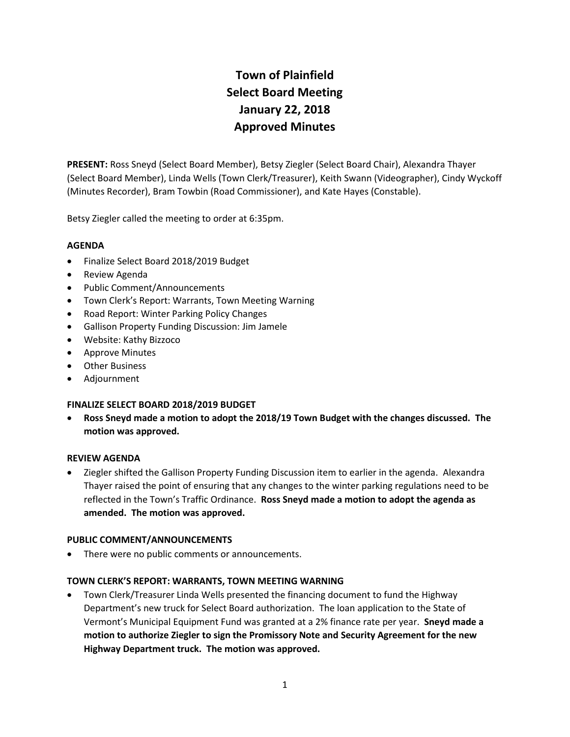# Town of Plainfield
# Select Board Meeting
# January 22, 2018
# Approved Minutes

**PRESENT:** Ross Sneyd (Select Board Member), Betsy Ziegler (Select Board Chair), Alexandra Thayer (Select Board Member), Linda Wells (Town Clerk/Treasurer), Keith Swann (Videographer), Cindy Wyckoff (Minutes Recorder), Bram Towbin (Road Commissioner), and Kate Hayes (Constable).

Betsy Ziegler called the meeting to order at 6:35pm.

**AGENDA**

- Finalize Select Board 2018/2019 Budget
- Review Agenda
- Public Comment/Announcements
- Town Clerk's Report: Warrants, Town Meeting Warning
- Road Report: Winter Parking Policy Changes
- Gallison Property Funding Discussion: Jim Jamele
- Website: Kathy Bizzoco
- Approve Minutes
- Other Business
- Adjournment

**FINALIZE SELECT BOARD 2018/2019 BUDGET**

- **Ross Sneyd made a motion to adopt the 2018/19 Town Budget with the changes discussed. The motion was approved.**

**REVIEW AGENDA**

- Ziegler shifted the Gallison Property Funding Discussion item to earlier in the agenda. Alexandra Thayer raised the point of ensuring that any changes to the winter parking regulations need to be reflected in the Town's Traffic Ordinance. **Ross Sneyd made a motion to adopt the agenda as amended. The motion was approved.**

**PUBLIC COMMENT/ANNOUNCEMENTS**

- There were no public comments or announcements.

**TOWN CLERK'S REPORT: WARRANTS, TOWN MEETING WARNING**

- Town Clerk/Treasurer Linda Wells presented the financing document to fund the Highway Department's new truck for Select Board authorization. The loan application to the State of Vermont's Municipal Equipment Fund was granted at a 2% finance rate per year. **Sneyd made a motion to authorize Ziegler to sign the Promissory Note and Security Agreement for the new Highway Department truck. The motion was approved.**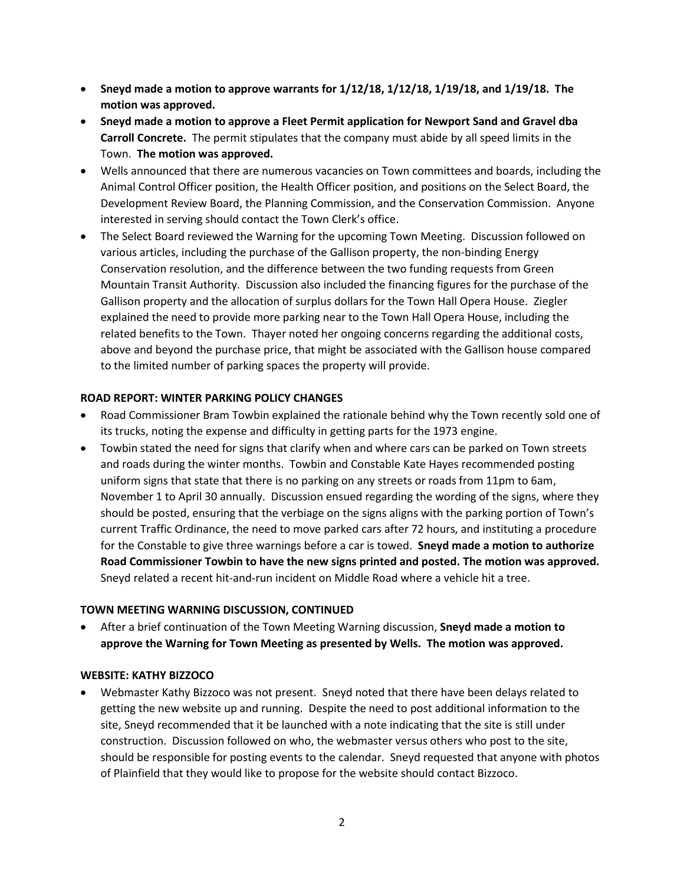- **Sneyd made a motion to approve warrants for 1/12/18, 1/12/18, 1/19/18, and 1/19/18. The motion was approved.**
- **Sneyd made a motion to approve a Fleet Permit application for Newport Sand and Gravel dba Carroll Concrete.** The permit stipulates that the company must abide by all speed limits in the Town. **The motion was approved.**
- Wells announced that there are numerous vacancies on Town committees and boards, including the Animal Control Officer position, the Health Officer position, and positions on the Select Board, the Development Review Board, the Planning Commission, and the Conservation Commission. Anyone interested in serving should contact the Town Clerk's office.
- The Select Board reviewed the Warning for the upcoming Town Meeting. Discussion followed on various articles, including the purchase of the Gallison property, the non-binding Energy Conservation resolution, and the difference between the two funding requests from Green Mountain Transit Authority. Discussion also included the financing figures for the purchase of the Gallison property and the allocation of surplus dollars for the Town Hall Opera House. Ziegler explained the need to provide more parking near to the Town Hall Opera House, including the related benefits to the Town. Thayer noted her ongoing concerns regarding the additional costs, above and beyond the purchase price, that might be associated with the Gallison house compared to the limited number of parking spaces the property will provide.

**ROAD REPORT: WINTER PARKING POLICY CHANGES**

- Road Commissioner Bram Towbin explained the rationale behind why the Town recently sold one of its trucks, noting the expense and difficulty in getting parts for the 1973 engine.
- Towbin stated the need for signs that clarify when and where cars can be parked on Town streets and roads during the winter months. Towbin and Constable Kate Hayes recommended posting uniform signs that state that there is no parking on any streets or roads from 11pm to 6am, November 1 to April 30 annually. Discussion ensued regarding the wording of the signs, where they should be posted, ensuring that the verbiage on the signs aligns with the parking portion of Town's current Traffic Ordinance, the need to move parked cars after 72 hours, and instituting a procedure for the Constable to give three warnings before a car is towed. **Sneyd made a motion to authorize Road Commissioner Towbin to have the new signs printed and posted. The motion was approved.** Sneyd related a recent hit-and-run incident on Middle Road where a vehicle hit a tree.

**TOWN MEETING WARNING DISCUSSION, CONTINUED**

- After a brief continuation of the Town Meeting Warning discussion, **Sneyd made a motion to approve the Warning for Town Meeting as presented by Wells. The motion was approved.**

**WEBSITE: KATHY BIZZOCO**

- Webmaster Kathy Bizzoco was not present. Sneyd noted that there have been delays related to getting the new website up and running. Despite the need to post additional information to the site, Sneyd recommended that it be launched with a note indicating that the site is still under construction. Discussion followed on who, the webmaster versus others who post to the site, should be responsible for posting events to the calendar. Sneyd requested that anyone with photos of Plainfield that they would like to propose for the website should contact Bizzoco.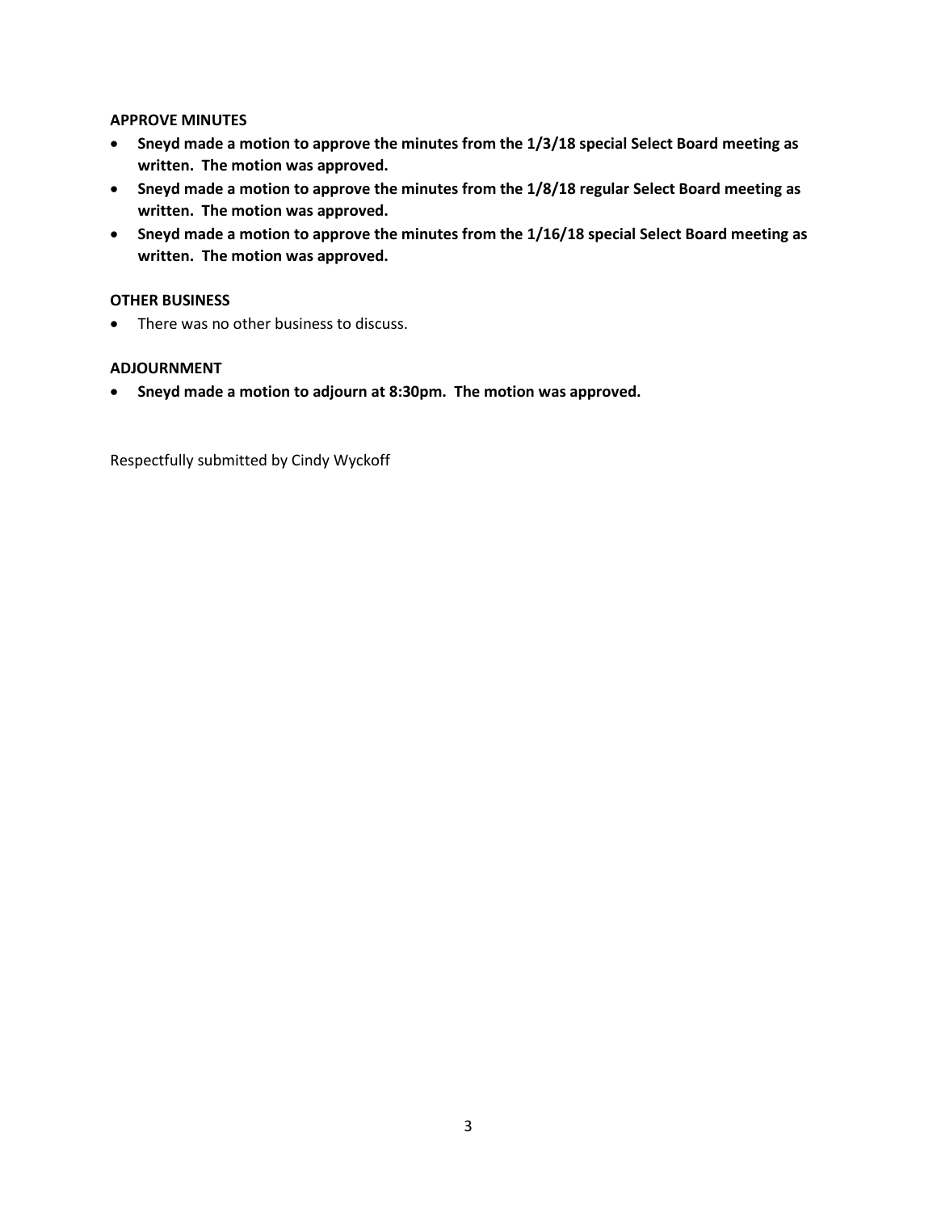**APPROVE MINUTES**

- **Sneyd made a motion to approve the minutes from the 1/3/18 special Select Board meeting as written. The motion was approved.**
- **Sneyd made a motion to approve the minutes from the 1/8/18 regular Select Board meeting as written. The motion was approved.**
- **Sneyd made a motion to approve the minutes from the 1/16/18 special Select Board meeting as written. The motion was approved.**

**OTHER BUSINESS**

- There was no other business to discuss.

**ADJOURNMENT**

- **Sneyd made a motion to adjourn at 8:30pm. The motion was approved.**

Respectfully submitted by Cindy Wyckoff